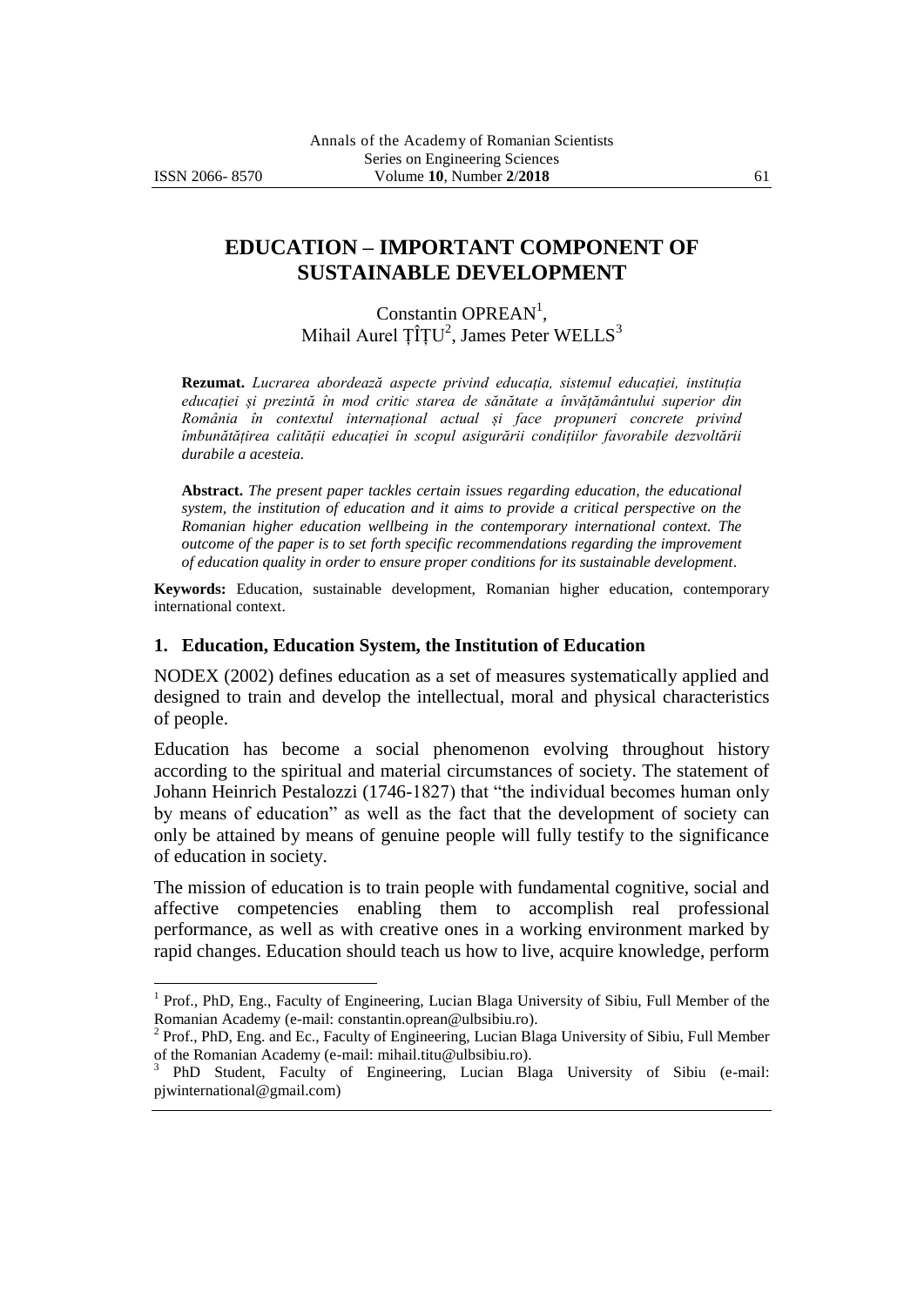# EDUCATION – IMPORTANT COMPONENT OF SUSTAINABLE DEVELOPMENT

Constantin OPREAN[1],
Mihail Aurel ȚÎȚU[2], James Peter WELLS[3]

**Rezumat.** *Lucrarea abordează aspecte privind educația, sistemul educației, instituția educației și prezintă în mod critic starea de sănătate a învățământului superior din România în contextul internațional actual și face propuneri concrete privind îmbunătățirea calității educației în scopul asigurării condițiilor favorabile dezvoltării durabile a acesteia.*

**Abstract.** *The present paper tackles certain issues regarding education, the educational system, the institution of education and it aims to provide a critical perspective on the Romanian higher education wellbeing in the contemporary international context. The outcome of the paper is to set forth specific recommendations regarding the improvement of education quality in order to ensure proper conditions for its sustainable development.*

**Keywords:** Education, sustainable development, Romanian higher education, contemporary international context.

## 1. Education, Education System, the Institution of Education

NODEX (2002) defines education as a set of measures systematically applied and designed to train and develop the intellectual, moral and physical characteristics of people.

Education has become a social phenomenon evolving throughout history according to the spiritual and material circumstances of society. The statement of Johann Heinrich Pestalozzi (1746-1827) that "the individual becomes human only by means of education" as well as the fact that the development of society can only be attained by means of genuine people will fully testify to the significance of education in society.

The mission of education is to train people with fundamental cognitive, social and affective competencies enabling them to accomplish real professional performance, as well as with creative ones in a working environment marked by rapid changes. Education should teach us how to live, acquire knowledge, perform

---

[1] Prof., PhD, Eng., Faculty of Engineering, Lucian Blaga University of Sibiu, Full Member of the Romanian Academy (e-mail: constantin.oprean@ulbsibiu.ro).

[2] Prof., PhD, Eng. and Ec., Faculty of Engineering, Lucian Blaga University of Sibiu, Full Member of the Romanian Academy (e-mail: mihail.titu@ulbsibiu.ro).

[3] PhD Student, Faculty of Engineering, Lucian Blaga University of Sibiu (e-mail: pjwinternational@gmail.com)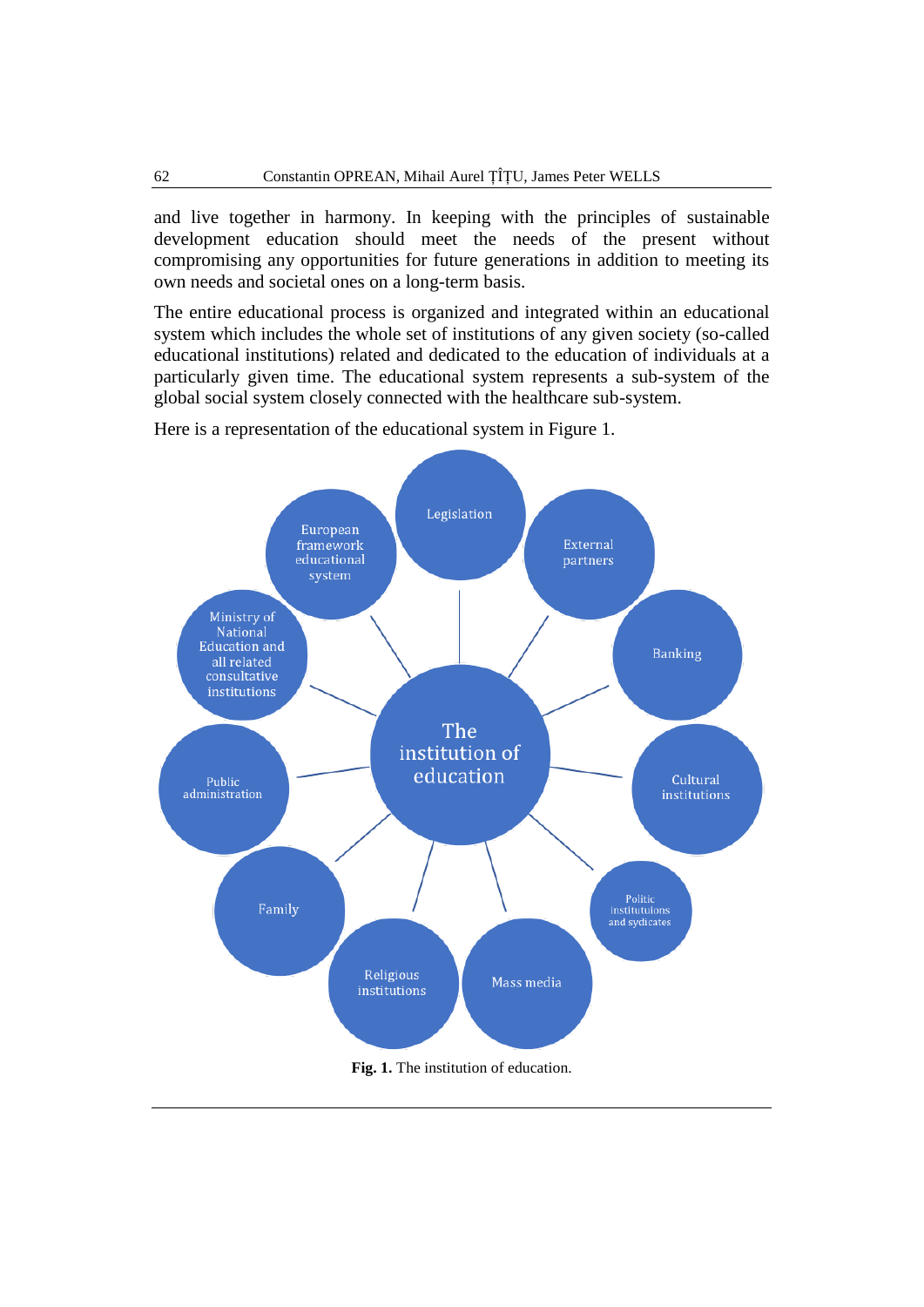and live together in harmony. In keeping with the principles of sustainable development education should meet the needs of the present without compromising any opportunities for future generations in addition to meeting its own needs and societal ones on a long-term basis.

The entire educational process is organized and integrated within an educational system which includes the whole set of institutions of any given society (so-called educational institutions) related and dedicated to the education of individuals at a particularly given time. The educational system represents a sub-system of the global social system closely connected with the healthcare sub-system.

Here is a representation of the educational system in Figure 1.

**Fig. 1.** The institution of education.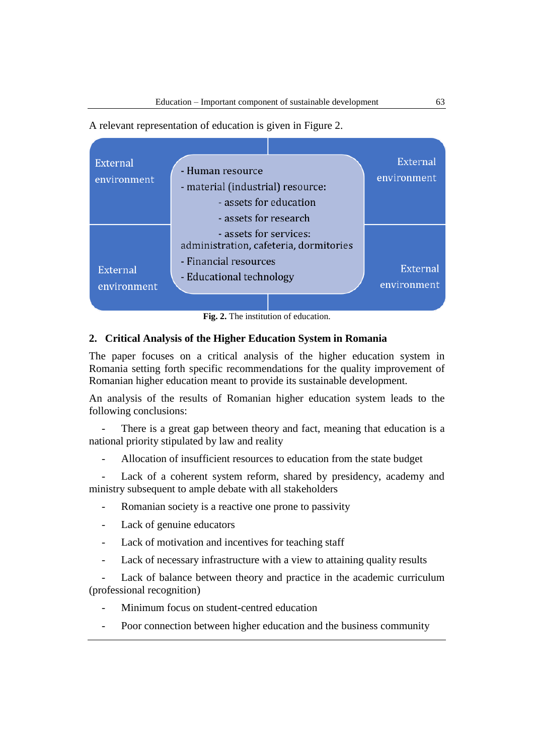A relevant representation of education is given in Figure 2.

External environment

- Human resource
- material (industrial) resource:
  - assets for education
  - assets for research
  - assets for services: administration, cafeteria, dormitories
- Financial resources
- Educational technology

External environment

External environment

External environment

**Fig. 2.** The institution of education.

## 2. Critical Analysis of the Higher Education System in Romania

The paper focuses on a critical analysis of the higher education system in Romania setting forth specific recommendations for the quality improvement of Romanian higher education meant to provide its sustainable development.

An analysis of the results of Romanian higher education system leads to the following conclusions:

- There is a great gap between theory and fact, meaning that education is a national priority stipulated by law and reality
- Allocation of insufficient resources to education from the state budget
- Lack of a coherent system reform, shared by presidency, academy and ministry subsequent to ample debate with all stakeholders
- Romanian society is a reactive one prone to passivity
- Lack of genuine educators
- Lack of motivation and incentives for teaching staff
- Lack of necessary infrastructure with a view to attaining quality results
- Lack of balance between theory and practice in the academic curriculum (professional recognition)
- Minimum focus on student-centred education
- Poor connection between higher education and the business community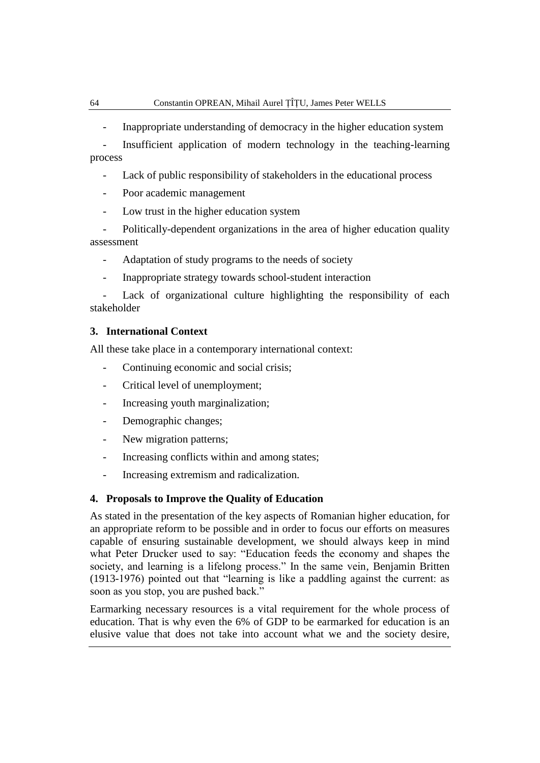- Inappropriate understanding of democracy in the higher education system
- Insufficient application of modern technology in the teaching-learning process
- Lack of public responsibility of stakeholders in the educational process
- Poor academic management
- Low trust in the higher education system
- Politically-dependent organizations in the area of higher education quality assessment
- Adaptation of study programs to the needs of society
- Inappropriate strategy towards school-student interaction
- Lack of organizational culture highlighting the responsibility of each stakeholder

## 3. International Context

All these take place in a contemporary international context:

- Continuing economic and social crisis;
- Critical level of unemployment;
- Increasing youth marginalization;
- Demographic changes;
- New migration patterns;
- Increasing conflicts within and among states;
- Increasing extremism and radicalization.

## 4. Proposals to Improve the Quality of Education

As stated in the presentation of the key aspects of Romanian higher education, for an appropriate reform to be possible and in order to focus our efforts on measures capable of ensuring sustainable development, we should always keep in mind what Peter Drucker used to say: "Education feeds the economy and shapes the society, and learning is a lifelong process." In the same vein, Benjamin Britten (1913-1976) pointed out that "learning is like a paddling against the current: as soon as you stop, you are pushed back."

Earmarking necessary resources is a vital requirement for the whole process of education. That is why even the 6% of GDP to be earmarked for education is an elusive value that does not take into account what we and the society desire,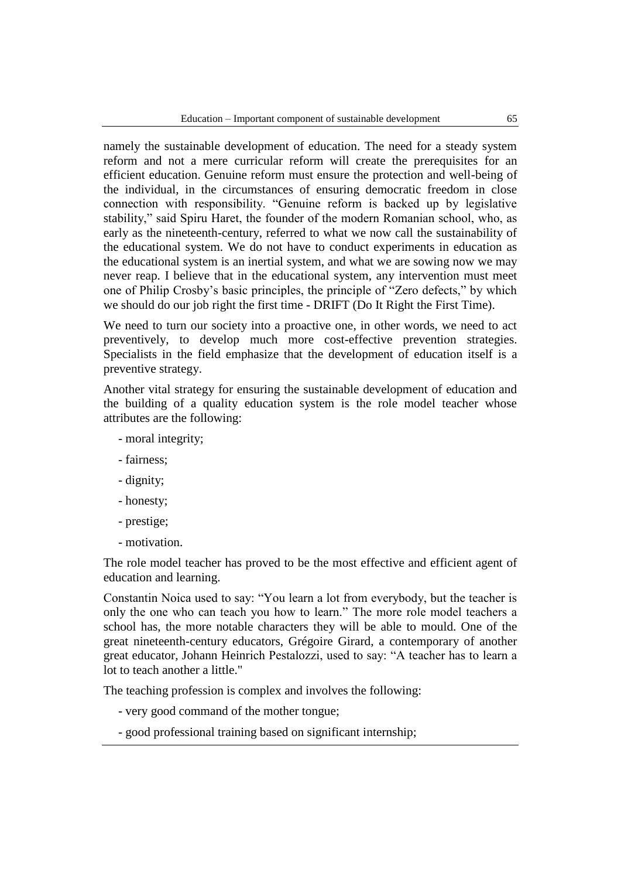namely the sustainable development of education. The need for a steady system reform and not a mere curricular reform will create the prerequisites for an efficient education. Genuine reform must ensure the protection and well-being of the individual, in the circumstances of ensuring democratic freedom in close connection with responsibility. "Genuine reform is backed up by legislative stability," said Spiru Haret, the founder of the modern Romanian school, who, as early as the nineteenth-century, referred to what we now call the sustainability of the educational system. We do not have to conduct experiments in education as the educational system is an inertial system, and what we are sowing now we may never reap. I believe that in the educational system, any intervention must meet one of Philip Crosby's basic principles, the principle of "Zero defects," by which we should do our job right the first time - DRIFT (Do It Right the First Time).

We need to turn our society into a proactive one, in other words, we need to act preventively, to develop much more cost-effective prevention strategies. Specialists in the field emphasize that the development of education itself is a preventive strategy.

Another vital strategy for ensuring the sustainable development of education and the building of a quality education system is the role model teacher whose attributes are the following:

- moral integrity;
- fairness;
- dignity;
- honesty;
- prestige;
- motivation.

The role model teacher has proved to be the most effective and efficient agent of education and learning.

Constantin Noica used to say: "You learn a lot from everybody, but the teacher is only the one who can teach you how to learn." The more role model teachers a school has, the more notable characters they will be able to mould. One of the great nineteenth-century educators, Grégoire Girard, a contemporary of another great educator, Johann Heinrich Pestalozzi, used to say: "A teacher has to learn a lot to teach another a little."

The teaching profession is complex and involves the following:

- very good command of the mother tongue;
- good professional training based on significant internship;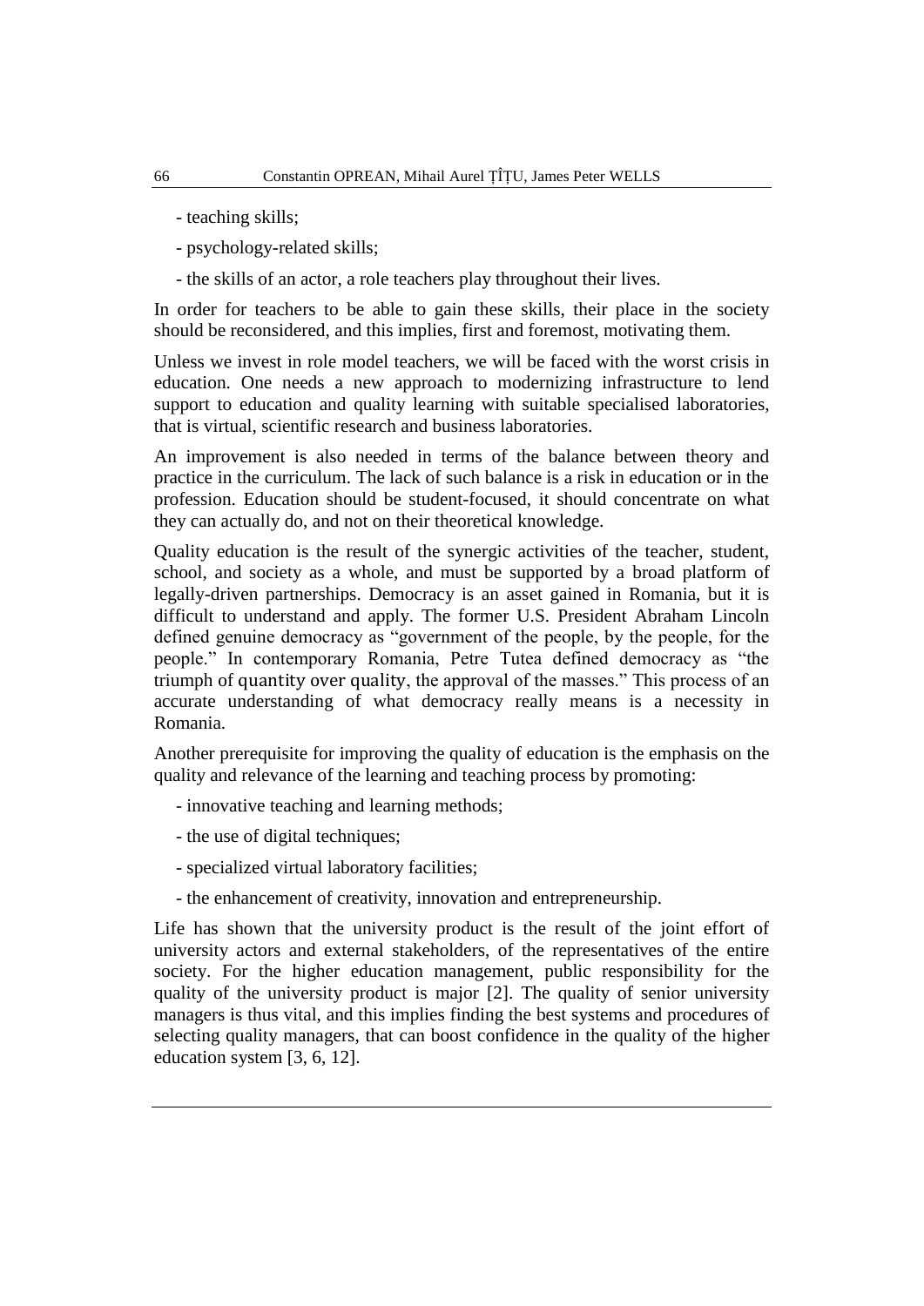- teaching skills;
- psychology-related skills;
- the skills of an actor, a role teachers play throughout their lives.

In order for teachers to be able to gain these skills, their place in the society should be reconsidered, and this implies, first and foremost, motivating them.

Unless we invest in role model teachers, we will be faced with the worst crisis in education. One needs a new approach to modernizing infrastructure to lend support to education and quality learning with suitable specialised laboratories, that is virtual, scientific research and business laboratories.

An improvement is also needed in terms of the balance between theory and practice in the curriculum. The lack of such balance is a risk in education or in the profession. Education should be student-focused, it should concentrate on what they can actually do, and not on their theoretical knowledge.

Quality education is the result of the synergic activities of the teacher, student, school, and society as a whole, and must be supported by a broad platform of legally-driven partnerships. Democracy is an asset gained in Romania, but it is difficult to understand and apply. The former U.S. President Abraham Lincoln defined genuine democracy as "government of the people, by the people, for the people." In contemporary Romania, Petre Tutea defined democracy as "the triumph of quantity over quality, the approval of the masses." This process of an accurate understanding of what democracy really means is a necessity in Romania.

Another prerequisite for improving the quality of education is the emphasis on the quality and relevance of the learning and teaching process by promoting:

- innovative teaching and learning methods;
- the use of digital techniques;
- specialized virtual laboratory facilities;
- the enhancement of creativity, innovation and entrepreneurship.

Life has shown that the university product is the result of the joint effort of university actors and external stakeholders, of the representatives of the entire society. For the higher education management, public responsibility for the quality of the university product is major [2]. The quality of senior university managers is thus vital, and this implies finding the best systems and procedures of selecting quality managers, that can boost confidence in the quality of the higher education system [3, 6, 12].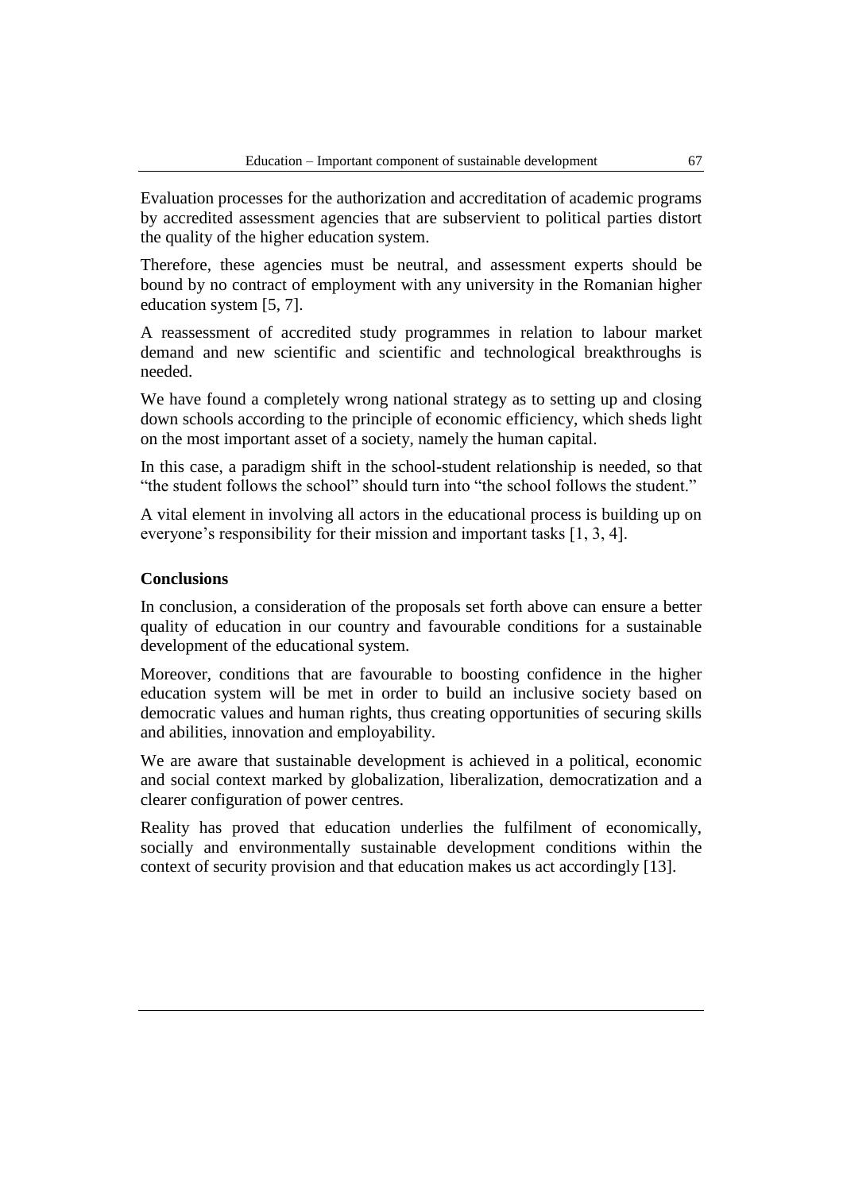Evaluation processes for the authorization and accreditation of academic programs by accredited assessment agencies that are subservient to political parties distort the quality of the higher education system.

Therefore, these agencies must be neutral, and assessment experts should be bound by no contract of employment with any university in the Romanian higher education system [5, 7].

A reassessment of accredited study programmes in relation to labour market demand and new scientific and scientific and technological breakthroughs is needed.

We have found a completely wrong national strategy as to setting up and closing down schools according to the principle of economic efficiency, which sheds light on the most important asset of a society, namely the human capital.

In this case, a paradigm shift in the school-student relationship is needed, so that "the student follows the school" should turn into "the school follows the student."

A vital element in involving all actors in the educational process is building up on everyone's responsibility for their mission and important tasks [1, 3, 4].

## Conclusions

In conclusion, a consideration of the proposals set forth above can ensure a better quality of education in our country and favourable conditions for a sustainable development of the educational system.

Moreover, conditions that are favourable to boosting confidence in the higher education system will be met in order to build an inclusive society based on democratic values and human rights, thus creating opportunities of securing skills and abilities, innovation and employability.

We are aware that sustainable development is achieved in a political, economic and social context marked by globalization, liberalization, democratization and a clearer configuration of power centres.

Reality has proved that education underlies the fulfilment of economically, socially and environmentally sustainable development conditions within the context of security provision and that education makes us act accordingly [13].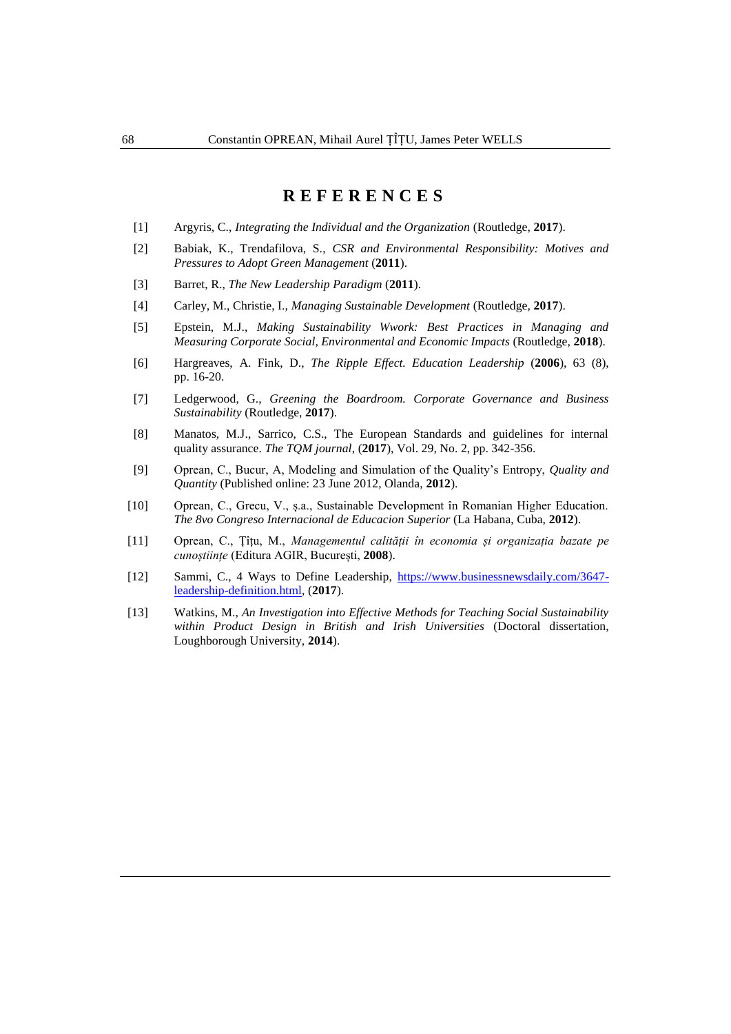# REFERENCES

[1] Argyris, C., *Integrating the Individual and the Organization* (Routledge, **2017**).

[2] Babiak, K., Trendafilova, S., *CSR and Environmental Responsibility: Motives and Pressures to Adopt Green Management* (**2011**).

[3] Barret, R., *The New Leadership Paradigm* (**2011**).

[4] Carley, M., Christie, I., *Managing Sustainable Development* (Routledge, **2017**).

[5] Epstein, M.J., *Making Sustainability Wwork: Best Practices in Managing and Measuring Corporate Social, Environmental and Economic Impacts* (Routledge, **2018**).

[6] Hargreaves, A. Fink, D., *The Ripple Effect. Education Leadership* (**2006**), 63 (8), pp. 16-20.

[7] Ledgerwood, G., *Greening the Boardroom. Corporate Governance and Business Sustainability* (Routledge, **2017**).

[8] Manatos, M.J., Sarrico, C.S., The European Standards and guidelines for internal quality assurance. *The TQM journal*, (**2017**), Vol. 29, No. 2, pp. 342-356.

[9] Oprean, C., Bucur, A, Modeling and Simulation of the Quality's Entropy, *Quality and Quantity* (Published online: 23 June 2012, Olanda, **2012**).

[10] Oprean, C., Grecu, V., ș.a., Sustainable Development în Romanian Higher Education. *The 8vo Congreso Internacional de Educacion Superior* (La Habana, Cuba, **2012**).

[11] Oprean, C., Țîțu, M., *Managementul calității în economia și organizația bazate pe cunoștiințe* (Editura AGIR, București, **2008**).

[12] Sammi, C., 4 Ways to Define Leadership, https://www.businessnewsdaily.com/3647-leadership-definition.html, (**2017**).

[13] Watkins, M., *An Investigation into Effective Methods for Teaching Social Sustainability within Product Design in British and Irish Universities* (Doctoral dissertation, Loughborough University, **2014**).